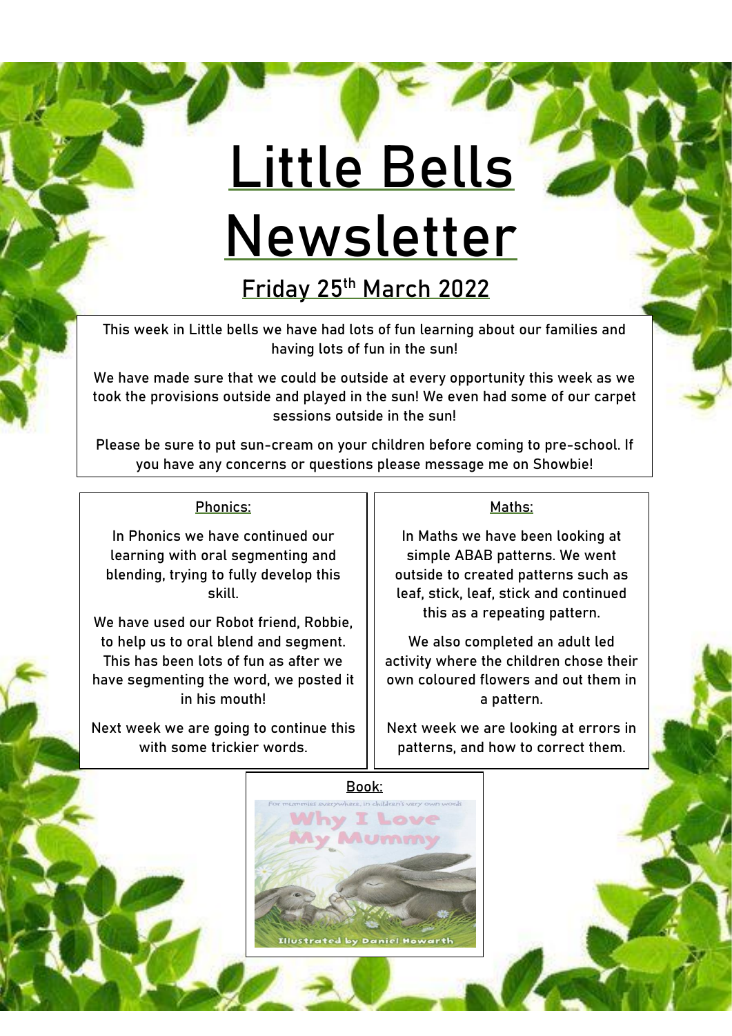# Little Bells Newsletter

## Friday 25th March 2022

This week in Little bells we have had lots of fun learning about our families and having lots of fun in the sun!

We have made sure that we could be outside at every opportunity this week as we took the provisions outside and played in the sun! We even had some of our carpet sessions outside in the sun!

Please be sure to put sun-cream on your children before coming to pre-school. If you have any concerns or questions please message me on Showbie!

### Phonics:

In Phonics we have continued our learning with oral segmenting and blending, trying to fully develop this skill.

We have used our Robot friend, Robbie, to help us to oral blend and segment. This has been lots of fun as after we have segmenting the word, we posted it in his mouth!

Next week we are going to continue this with some trickier words.

### Maths:

In Maths we have been looking at simple ABAB patterns. We went outside to created patterns such as leaf, stick, leaf, stick and continued this as a repeating pattern.

We also completed an adult led activity where the children chose their own coloured flowers and out them in a pattern.

Next week we are looking at errors in patterns, and how to correct them.

### Book:

For mummies everywhere, in children's very own words

Why I Love My Mummy

Illustrated by Daniel Howarth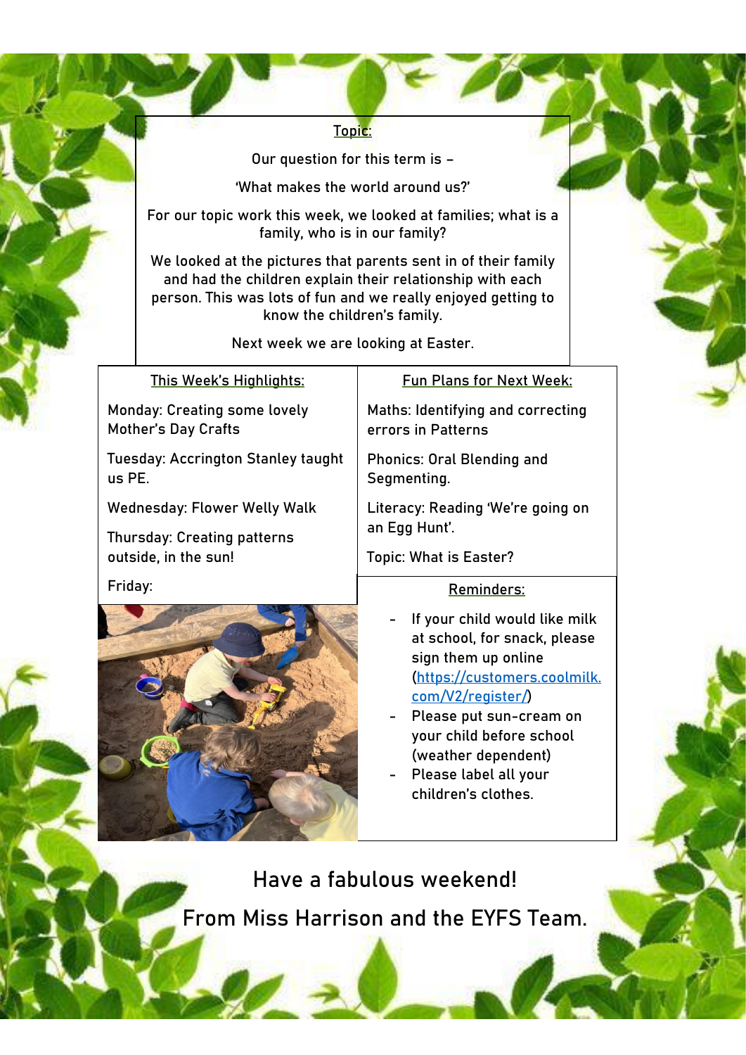## Topic:

Our question for this term is –

'What makes the world around us?'

For our topic work this week, we looked at families; what is a family, who is in our family?

We looked at the pictures that parents sent in of their family and had the children explain their relationship with each person. This was lots of fun and we really enjoyed getting to know the children's family.

Next week we are looking at Easter.

## This Week's Highlights:

Monday: Creating some lovely Mother's Day Crafts

Tuesday: Accrington Stanley taught us PE.

Wednesday: Flower Welly Walk

Thursday: Creating patterns outside, in the sun!

Friday:

## Fun Plans for Next Week:

Maths: Identifying and correcting errors in Patterns

Phonics: Oral Blending and Segmenting.

Literacy: Reading 'We're going on an Egg Hunt'.

Topic: What is Easter?

## Reminders:

- If your child would like milk at school, for snack, please sign them up online (https://customers.coolmilk.com/V2/register/)
- Please put sun-cream on your child before school (weather dependent)
- Please label all your children's clothes.

Have a fabulous weekend!

From Miss Harrison and the EYFS Team.